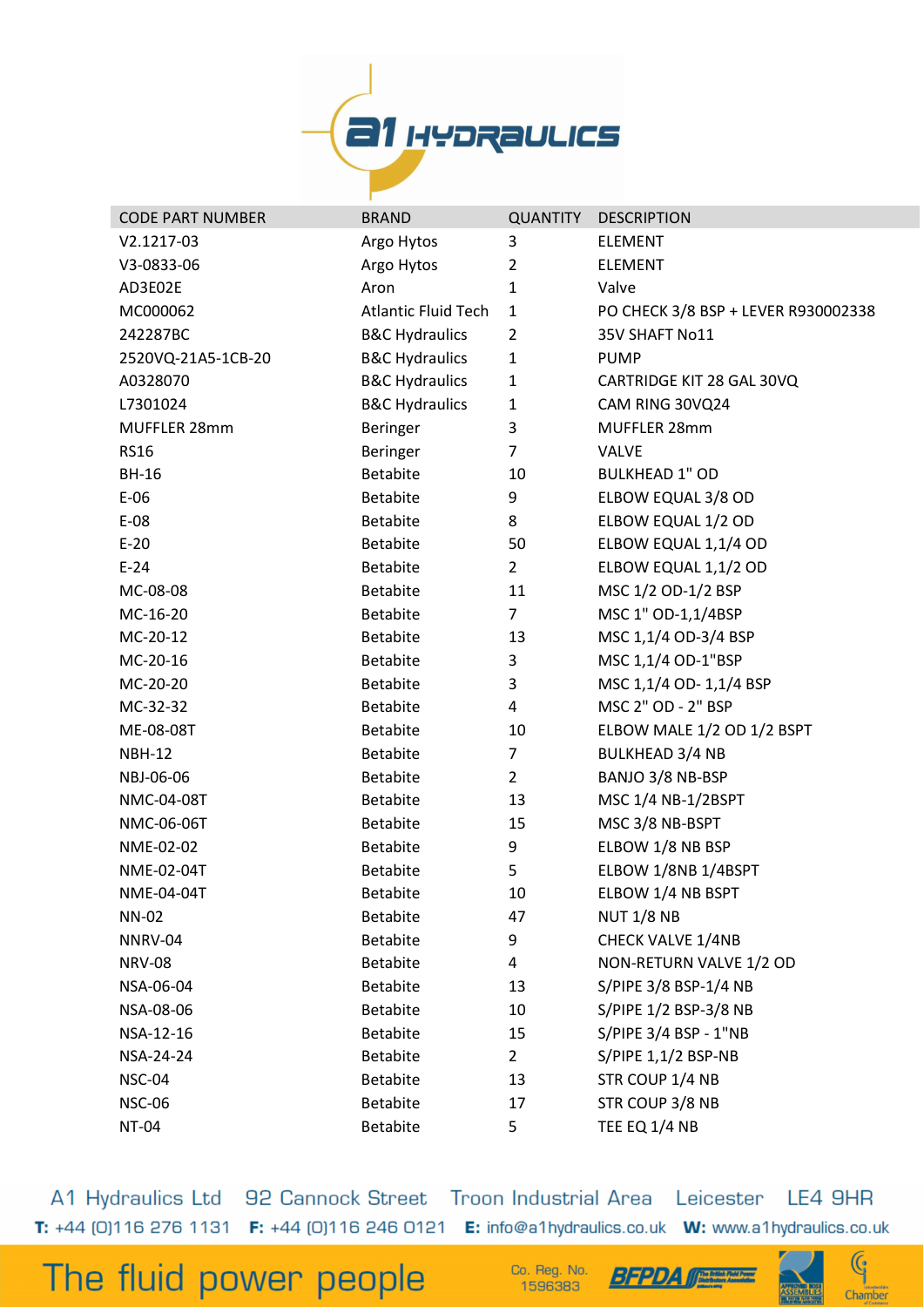| CODE PART NUMBER | BRAND | QUANTITY | DESCRIPTION |
|---|---|---|---|
| V2.1217-03 | Argo Hytos | 3 | ELEMENT |
| V3-0833-06 | Argo Hytos | 2 | ELEMENT |
| AD3E02E | Aron | 1 | Valve |
| MC000062 | Atlantic Fluid Tech | 1 | PO CHECK 3/8 BSP + LEVER R930002338 |
| 242287BC | B&C Hydraulics | 2 | 35V SHAFT No11 |
| 2520VQ-21A5-1CB-20 | B&C Hydraulics | 1 | PUMP |
| A0328070 | B&C Hydraulics | 1 | CARTRIDGE KIT 28 GAL 30VQ |
| L7301024 | B&C Hydraulics | 1 | CAM RING 30VQ24 |
| MUFFLER 28mm | Beringer | 3 | MUFFLER 28mm |
| RS16 | Beringer | 7 | VALVE |
| BH-16 | Betabite | 10 | BULKHEAD 1" OD |
| E-06 | Betabite | 9 | ELBOW EQUAL 3/8 OD |
| E-08 | Betabite | 8 | ELBOW EQUAL 1/2 OD |
| E-20 | Betabite | 50 | ELBOW EQUAL 1,1/4 OD |
| E-24 | Betabite | 2 | ELBOW EQUAL 1,1/2 OD |
| MC-08-08 | Betabite | 11 | MSC 1/2 OD-1/2 BSP |
| MC-16-20 | Betabite | 7 | MSC 1" OD-1,1/4BSP |
| MC-20-12 | Betabite | 13 | MSC 1,1/4 OD-3/4 BSP |
| MC-20-16 | Betabite | 3 | MSC 1,1/4 OD-1"BSP |
| MC-20-20 | Betabite | 3 | MSC 1,1/4 OD- 1,1/4 BSP |
| MC-32-32 | Betabite | 4 | MSC 2" OD - 2" BSP |
| ME-08-08T | Betabite | 10 | ELBOW MALE 1/2 OD 1/2 BSPT |
| NBH-12 | Betabite | 7 | BULKHEAD 3/4 NB |
| NBJ-06-06 | Betabite | 2 | BANJO 3/8 NB-BSP |
| NMC-04-08T | Betabite | 13 | MSC 1/4 NB-1/2BSPT |
| NMC-06-06T | Betabite | 15 | MSC 3/8 NB-BSPT |
| NME-02-02 | Betabite | 9 | ELBOW 1/8 NB BSP |
| NME-02-04T | Betabite | 5 | ELBOW 1/8NB 1/4BSPT |
| NME-04-04T | Betabite | 10 | ELBOW 1/4 NB BSPT |
| NN-02 | Betabite | 47 | NUT 1/8 NB |
| NNRV-04 | Betabite | 9 | CHECK VALVE 1/4NB |
| NRV-08 | Betabite | 4 | NON-RETURN VALVE 1/2 OD |
| NSA-06-04 | Betabite | 13 | S/PIPE 3/8 BSP-1/4 NB |
| NSA-08-06 | Betabite | 10 | S/PIPE 1/2 BSP-3/8 NB |
| NSA-12-16 | Betabite | 15 | S/PIPE 3/4 BSP - 1"NB |
| NSA-24-24 | Betabite | 2 | S/PIPE 1,1/2 BSP-NB |
| NSC-04 | Betabite | 13 | STR COUP 1/4 NB |
| NSC-06 | Betabite | 17 | STR COUP 3/8 NB |
| NT-04 | Betabite | 5 | TEE EQ 1/4 NB |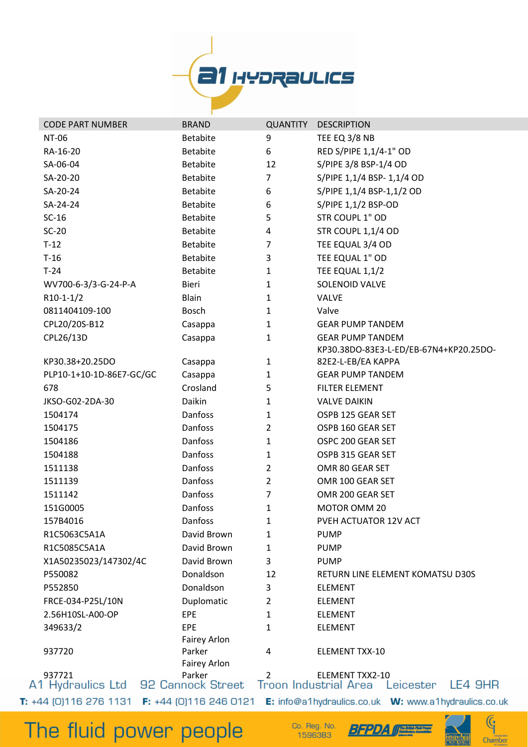| CODE PART NUMBER | BRAND | QUANTITY | DESCRIPTION |
|---|---|---|---|
| NT-06 | Betabite | 9 | TEE EQ 3/8 NB |
| RA-16-20 | Betabite | 6 | RED S/PIPE 1,1/4-1" OD |
| SA-06-04 | Betabite | 12 | S/PIPE 3/8 BSP-1/4 OD |
| SA-20-20 | Betabite | 7 | S/PIPE 1,1/4 BSP- 1,1/4 OD |
| SA-20-24 | Betabite | 6 | S/PIPE 1,1/4 BSP-1,1/2 OD |
| SA-24-24 | Betabite | 6 | S/PIPE 1,1/2 BSP-OD |
| SC-16 | Betabite | 5 | STR COUPL 1" OD |
| SC-20 | Betabite | 4 | STR COUPL 1,1/4 OD |
| T-12 | Betabite | 7 | TEE EQUAL 3/4 OD |
| T-16 | Betabite | 3 | TEE EQUAL 1" OD |
| T-24 | Betabite | 1 | TEE EQUAL 1,1/2 |
| WV700-6-3/3-G-24-P-A | Bieri | 1 | SOLENOID VALVE |
| R10-1-1/2 | Blain | 1 | VALVE |
| 0811404109-100 | Bosch | 1 | Valve |
| CPL20/20S-B12 | Casappa | 1 | GEAR PUMP TANDEM |
| CPL26/13D | Casappa | 1 | GEAR PUMP TANDEM |
| KP30.38+20.25DO | Casappa | 1 | KP30.38DO-83E3-L-ED/EB-67N4+KP20.25DO-82E2-L-EB/EA KAPPA |
| PLP10-1+10-1D-86E7-GC/GC | Casappa | 1 | GEAR PUMP TANDEM |
| 678 | Crosland | 5 | FILTER ELEMENT |
| JKSO-G02-2DA-30 | Daikin | 1 | VALVE DAIKIN |
| 1504174 | Danfoss | 1 | OSPB 125 GEAR SET |
| 1504175 | Danfoss | 2 | OSPB 160 GEAR SET |
| 1504186 | Danfoss | 1 | OSPC 200 GEAR SET |
| 1504188 | Danfoss | 1 | OSPB 315 GEAR SET |
| 1511138 | Danfoss | 2 | OMR 80 GEAR SET |
| 1511139 | Danfoss | 2 | OMR 100 GEAR SET |
| 1511142 | Danfoss | 7 | OMR 200 GEAR SET |
| 151G0005 | Danfoss | 1 | MOTOR OMM 20 |
| 157B4016 | Danfoss | 1 | PVEH ACTUATOR 12V ACT |
| R1C5063C5A1A | David Brown | 1 | PUMP |
| R1C5085C5A1A | David Brown | 1 | PUMP |
| X1A50235023/147302/4C | David Brown | 3 | PUMP |
| P550082 | Donaldson | 12 | RETURN LINE ELEMENT KOMATSU D30S |
| P552850 | Donaldson | 3 | ELEMENT |
| FRCE-034-P25L/10N | Duplomatic | 2 | ELEMENT |
| 2.56H10SL-A00-OP | EPE | 1 | ELEMENT |
| 349633/2 | EPE | 1 | ELEMENT |
| 937720 | Fairey Arlon Parker | 4 | ELEMENT TXX-10 |
| 937721 | Fairey Arlon Parker | 2 | ELEMENT TXX2-10 |

A1 Hydraulics Ltd 92 Cannock Street Troon Industrial Area Leicester LE4 9HR

T: +44 (0)116 276 1131 F: +44 (0)116 246 0121 E: info@a1hydraulics.co.uk W: www.a1hydraulics.co.uk

The fluid power people Co. Reg. No. 1596383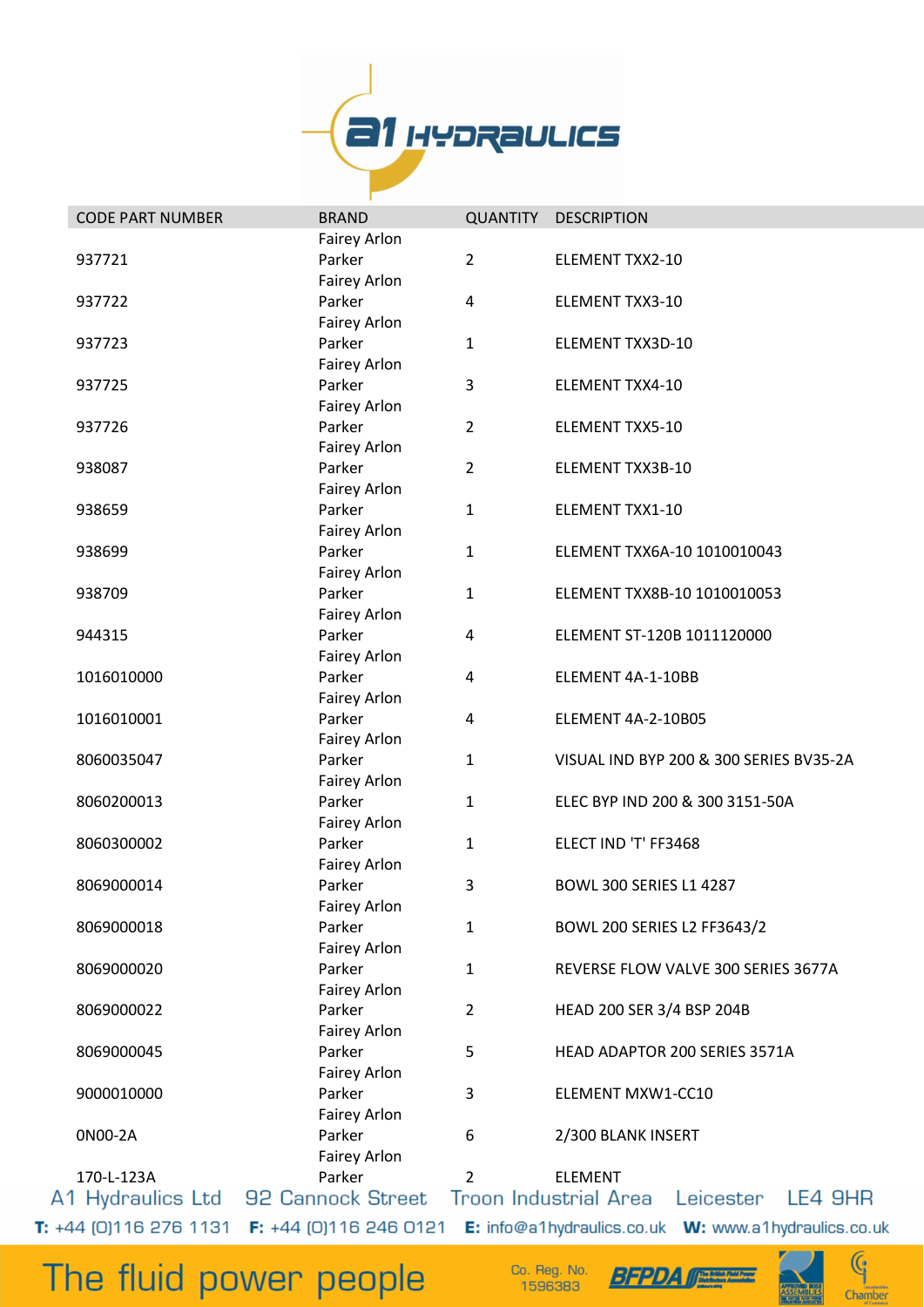| CODE PART NUMBER | BRAND | QUANTITY | DESCRIPTION |
|---|---|---|---|
| 937721 | Fairey Arlon Parker | 2 | ELEMENT TXX2-10 |
| 937722 | Fairey Arlon Parker | 4 | ELEMENT TXX3-10 |
| 937723 | Fairey Arlon Parker | 1 | ELEMENT TXX3D-10 |
| 937725 | Fairey Arlon Parker | 3 | ELEMENT TXX4-10 |
| 937726 | Fairey Arlon Parker | 2 | ELEMENT TXX5-10 |
| 938087 | Fairey Arlon Parker | 2 | ELEMENT TXX3B-10 |
| 938659 | Fairey Arlon Parker | 1 | ELEMENT TXX1-10 |
| 938699 | Fairey Arlon Parker | 1 | ELEMENT TXX6A-10 1010010043 |
| 938709 | Fairey Arlon Parker | 1 | ELEMENT TXX8B-10 1010010053 |
| 944315 | Fairey Arlon Parker | 4 | ELEMENT ST-120B 1011120000 |
| 1016010000 | Fairey Arlon Parker | 4 | ELEMENT 4A-1-10BB |
| 1016010001 | Fairey Arlon Parker | 4 | ELEMENT 4A-2-10B05 |
| 8060035047 | Fairey Arlon Parker | 1 | VISUAL IND BYP 200 & 300 SERIES BV35-2A |
| 8060200013 | Fairey Arlon Parker | 1 | ELEC BYP IND 200 & 300 3151-50A |
| 8060300002 | Fairey Arlon Parker | 1 | ELECT IND 'T' FF3468 |
| 8069000014 | Fairey Arlon Parker | 3 | BOWL 300 SERIES L1 4287 |
| 8069000018 | Fairey Arlon Parker | 1 | BOWL 200 SERIES L2 FF3643/2 |
| 8069000020 | Fairey Arlon Parker | 1 | REVERSE FLOW VALVE 300 SERIES 3677A |
| 8069000022 | Fairey Arlon Parker | 2 | HEAD 200 SER 3/4 BSP 204B |
| 8069000045 | Fairey Arlon Parker | 5 | HEAD ADAPTOR 200 SERIES 3571A |
| 9000010000 | Fairey Arlon Parker | 3 | ELEMENT MXW1-CC10 |
| 0N00-2A | Fairey Arlon Parker | 6 | 2/300 BLANK INSERT |
| 170-L-123A | Fairey Arlon Parker | 2 | ELEMENT |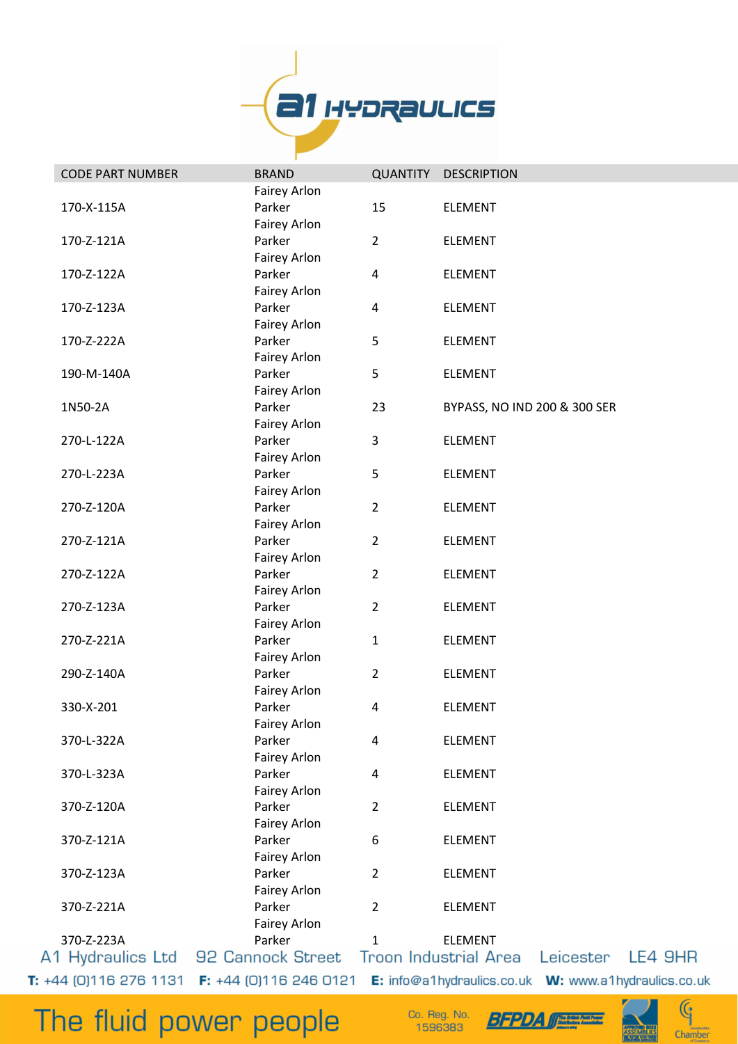| CODE PART NUMBER | BRAND | QUANTITY | DESCRIPTION |
|---|---|---|---|
| 170-X-115A | Fairey Arlon Parker | 15 | ELEMENT |
| 170-Z-121A | Fairey Arlon Parker | 2 | ELEMENT |
| 170-Z-122A | Fairey Arlon Parker | 4 | ELEMENT |
| 170-Z-123A | Fairey Arlon Parker | 4 | ELEMENT |
| 170-Z-222A | Fairey Arlon Parker | 5 | ELEMENT |
| 190-M-140A | Fairey Arlon Parker | 5 | ELEMENT |
| 1N50-2A | Fairey Arlon Parker | 23 | BYPASS, NO IND 200 & 300 SER |
| 270-L-122A | Fairey Arlon Parker | 3 | ELEMENT |
| 270-L-223A | Fairey Arlon Parker | 5 | ELEMENT |
| 270-Z-120A | Fairey Arlon Parker | 2 | ELEMENT |
| 270-Z-121A | Fairey Arlon Parker | 2 | ELEMENT |
| 270-Z-122A | Fairey Arlon Parker | 2 | ELEMENT |
| 270-Z-123A | Fairey Arlon Parker | 2 | ELEMENT |
| 270-Z-221A | Fairey Arlon Parker | 1 | ELEMENT |
| 290-Z-140A | Fairey Arlon Parker | 2 | ELEMENT |
| 330-X-201 | Fairey Arlon Parker | 4 | ELEMENT |
| 370-L-322A | Fairey Arlon Parker | 4 | ELEMENT |
| 370-L-323A | Fairey Arlon Parker | 4 | ELEMENT |
| 370-Z-120A | Fairey Arlon Parker | 2 | ELEMENT |
| 370-Z-121A | Fairey Arlon Parker | 6 | ELEMENT |
| 370-Z-123A | Fairey Arlon Parker | 2 | ELEMENT |
| 370-Z-221A | Fairey Arlon Parker | 2 | ELEMENT |
| 370-Z-223A | Fairey Arlon Parker | 1 | ELEMENT |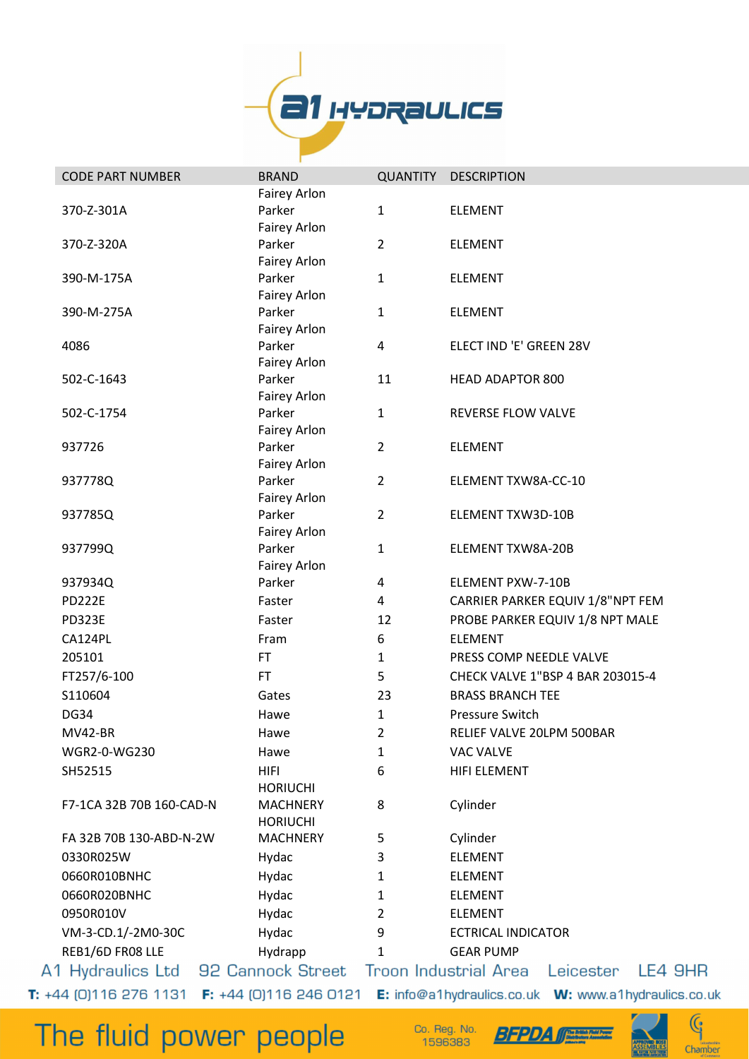| CODE PART NUMBER | BRAND | QUANTITY | DESCRIPTION |
|---|---|---|---|
| 370-Z-301A | Fairey Arlon Parker | 1 | ELEMENT |
| 370-Z-320A | Fairey Arlon Parker | 2 | ELEMENT |
| 390-M-175A | Fairey Arlon Parker | 1 | ELEMENT |
| 390-M-275A | Fairey Arlon Parker | 1 | ELEMENT |
| 4086 | Fairey Arlon Parker | 4 | ELECT IND 'E' GREEN 28V |
| 502-C-1643 | Fairey Arlon Parker | 11 | HEAD ADAPTOR 800 |
| 502-C-1754 | Fairey Arlon Parker | 1 | REVERSE FLOW VALVE |
| 937726 | Fairey Arlon Parker | 2 | ELEMENT |
| 937778Q | Fairey Arlon Parker | 2 | ELEMENT TXW8A-CC-10 |
| 937785Q | Fairey Arlon Parker | 2 | ELEMENT TXW3D-10B |
| 937799Q | Fairey Arlon Parker | 1 | ELEMENT TXW8A-20B |
| 937934Q | Fairey Arlon Parker | 4 | ELEMENT PXW-7-10B |
| PD222E | Faster | 4 | CARRIER PARKER EQUIV 1/8"NPT FEM |
| PD323E | Faster | 12 | PROBE PARKER EQUIV 1/8 NPT MALE |
| CA124PL | Fram | 6 | ELEMENT |
| 205101 | FT | 1 | PRESS COMP NEEDLE VALVE |
| FT257/6-100 | FT | 5 | CHECK VALVE 1"BSP 4 BAR 203015-4 |
| S110604 | Gates | 23 | BRASS BRANCH TEE |
| DG34 | Hawe | 1 | Pressure Switch |
| MV42-BR | Hawe | 2 | RELIEF VALVE 20LPM 500BAR |
| WGR2-0-WG230 | Hawe | 1 | VAC VALVE |
| SH52515 | HIFI | 6 | HIFI ELEMENT |
| F7-1CA 32B 70B 160-CAD-N | HORIUCHI MACHNERY | 8 | Cylinder |
| FA 32B 70B 130-ABD-N-2W | HORIUCHI MACHNERY | 5 | Cylinder |
| 0330R025W | Hydac | 3 | ELEMENT |
| 0660R010BNHC | Hydac | 1 | ELEMENT |
| 0660R020BNHC | Hydac | 1 | ELEMENT |
| 0950R010V | Hydac | 2 | ELEMENT |
| VM-3-CD.1/-2M0-30C | Hydac | 9 | ECTRICAL INDICATOR |
| REB1/6D FR08 LLE | Hydrapp | 1 | GEAR PUMP |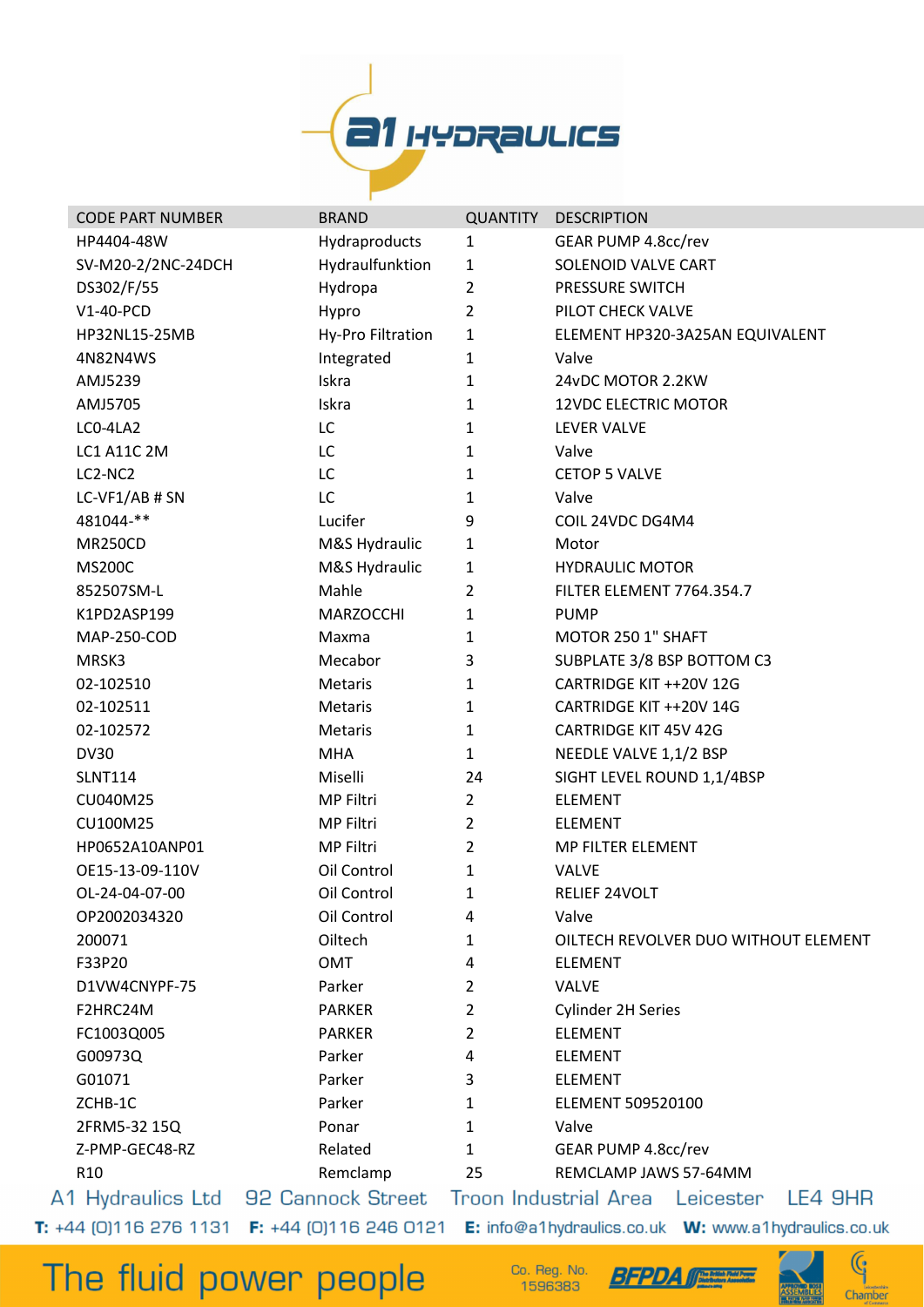| CODE PART NUMBER | BRAND | QUANTITY | DESCRIPTION |
|---|---|---|---|
| HP4404-48W | Hydraproducts | 1 | GEAR PUMP 4.8cc/rev |
| SV-M20-2/2NC-24DCH | Hydraulfunktion | 1 | SOLENOID VALVE CART |
| DS302/F/55 | Hydropa | 2 | PRESSURE SWITCH |
| V1-40-PCD | Hypro | 2 | PILOT CHECK VALVE |
| HP32NL15-25MB | Hy-Pro Filtration | 1 | ELEMENT HP320-3A25AN EQUIVALENT |
| 4N82N4WS | Integrated | 1 | Valve |
| AMJ5239 | Iskra | 1 | 24vDC MOTOR 2.2KW |
| AMJ5705 | Iskra | 1 | 12VDC ELECTRIC MOTOR |
| LC0-4LA2 | LC | 1 | LEVER VALVE |
| LC1 A11C 2M | LC | 1 | Valve |
| LC2-NC2 | LC | 1 | CETOP 5 VALVE |
| LC-VF1/AB # SN | LC | 1 | Valve |
| 481044-** | Lucifer | 9 | COIL 24VDC DG4M4 |
| MR250CD | M&S Hydraulic | 1 | Motor |
| MS200C | M&S Hydraulic | 1 | HYDRAULIC MOTOR |
| 852507SM-L | Mahle | 2 | FILTER ELEMENT 7764.354.7 |
| K1PD2ASP199 | MARZOCCHI | 1 | PUMP |
| MAP-250-COD | Maxma | 1 | MOTOR 250 1" SHAFT |
| MRSK3 | Mecabor | 3 | SUBPLATE 3/8 BSP BOTTOM C3 |
| 02-102510 | Metaris | 1 | CARTRIDGE KIT ++20V 12G |
| 02-102511 | Metaris | 1 | CARTRIDGE KIT ++20V 14G |
| 02-102572 | Metaris | 1 | CARTRIDGE KIT 45V 42G |
| DV30 | MHA | 1 | NEEDLE VALVE 1,1/2 BSP |
| SLNT114 | Miselli | 24 | SIGHT LEVEL ROUND 1,1/4BSP |
| CU040M25 | MP Filtri | 2 | ELEMENT |
| CU100M25 | MP Filtri | 2 | ELEMENT |
| HP0652A10ANP01 | MP Filtri | 2 | MP FILTER ELEMENT |
| OE15-13-09-110V | Oil Control | 1 | VALVE |
| OL-24-04-07-00 | Oil Control | 1 | RELIEF 24VOLT |
| OP2002034320 | Oil Control | 4 | Valve |
| 200071 | Oiltech | 1 | OILTECH REVOLVER DUO WITHOUT ELEMENT |
| F33P20 | OMT | 4 | ELEMENT |
| D1VW4CNYPF-75 | Parker | 2 | VALVE |
| F2HRC24M | PARKER | 2 | Cylinder 2H Series |
| FC1003Q005 | PARKER | 2 | ELEMENT |
| G00973Q | Parker | 4 | ELEMENT |
| G01071 | Parker | 3 | ELEMENT |
| ZCHB-1C | Parker | 1 | ELEMENT 509520100 |
| 2FRM5-32 15Q | Ponar | 1 | Valve |
| Z-PMP-GEC48-RZ | Related | 1 | GEAR PUMP 4.8cc/rev |
| R10 | Remclamp | 25 | REMCLAMP JAWS 57-64MM |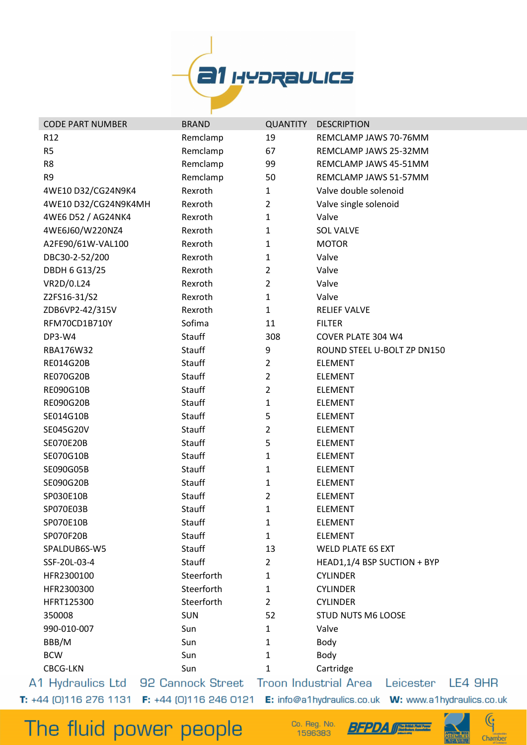| CODE PART NUMBER | BRAND | QUANTITY | DESCRIPTION |
|---|---|---|---|
| R12 | Remclamp | 19 | REMCLAMP JAWS 70-76MM |
| R5 | Remclamp | 67 | REMCLAMP JAWS 25-32MM |
| R8 | Remclamp | 99 | REMCLAMP JAWS 45-51MM |
| R9 | Remclamp | 50 | REMCLAMP JAWS 51-57MM |
| 4WE10 D32/CG24N9K4 | Rexroth | 1 | Valve double solenoid |
| 4WE10 D32/CG24N9K4MH | Rexroth | 2 | Valve single solenoid |
| 4WE6 D52 / AG24NK4 | Rexroth | 1 | Valve |
| 4WE6J60/W220NZ4 | Rexroth | 1 | SOL VALVE |
| A2FE90/61W-VAL100 | Rexroth | 1 | MOTOR |
| DBC30-2-52/200 | Rexroth | 1 | Valve |
| DBDH 6 G13/25 | Rexroth | 2 | Valve |
| VR2D/0.L24 | Rexroth | 2 | Valve |
| Z2FS16-31/S2 | Rexroth | 1 | Valve |
| ZDB6VP2-42/315V | Rexroth | 1 | RELIEF VALVE |
| RFM70CD1B710Y | Sofima | 11 | FILTER |
| DP3-W4 | Stauff | 308 | COVER PLATE 304 W4 |
| RBA176W32 | Stauff | 9 | ROUND STEEL U-BOLT ZP DN150 |
| RE014G20B | Stauff | 2 | ELEMENT |
| RE070G20B | Stauff | 2 | ELEMENT |
| RE090G10B | Stauff | 2 | ELEMENT |
| RE090G20B | Stauff | 1 | ELEMENT |
| SE014G10B | Stauff | 5 | ELEMENT |
| SE045G20V | Stauff | 2 | ELEMENT |
| SE070E20B | Stauff | 5 | ELEMENT |
| SE070G10B | Stauff | 1 | ELEMENT |
| SE090G05B | Stauff | 1 | ELEMENT |
| SE090G20B | Stauff | 1 | ELEMENT |
| SP030E10B | Stauff | 2 | ELEMENT |
| SP070E03B | Stauff | 1 | ELEMENT |
| SP070E10B | Stauff | 1 | ELEMENT |
| SP070F20B | Stauff | 1 | ELEMENT |
| SPALDUB6S-W5 | Stauff | 13 | WELD PLATE 6S EXT |
| SSF-20L-03-4 | Stauff | 2 | HEAD1,1/4 BSP SUCTION + BYP |
| HFR2300100 | Steerforth | 1 | CYLINDER |
| HFR2300300 | Steerforth | 1 | CYLINDER |
| HFRT125300 | Steerforth | 2 | CYLINDER |
| 350008 | SUN | 52 | STUD NUTS M6 LOOSE |
| 990-010-007 | Sun | 1 | Valve |
| BBB/M | Sun | 1 | Body |
| BCW | Sun | 1 | Body |
| CBCG-LKN | Sun | 1 | Cartridge |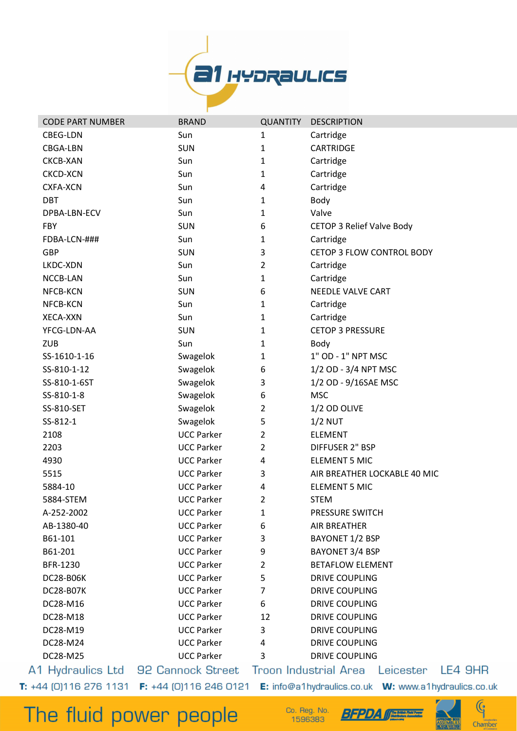| CODE PART NUMBER | BRAND | QUANTITY | DESCRIPTION |
|---|---|---|---|
| CBEG-LDN | Sun | 1 | Cartridge |
| CBGA-LBN | SUN | 1 | CARTRIDGE |
| CKCB-XAN | Sun | 1 | Cartridge |
| CKCD-XCN | Sun | 1 | Cartridge |
| CXFA-XCN | Sun | 4 | Cartridge |
| DBT | Sun | 1 | Body |
| DPBA-LBN-ECV | Sun | 1 | Valve |
| FBY | SUN | 6 | CETOP 3 Relief Valve Body |
| FDBA-LCN-### | Sun | 1 | Cartridge |
| GBP | SUN | 3 | CETOP 3 FLOW CONTROL BODY |
| LKDC-XDN | Sun | 2 | Cartridge |
| NCCB-LAN | Sun | 1 | Cartridge |
| NFCB-KCN | SUN | 6 | NEEDLE VALVE CART |
| NFCB-KCN | Sun | 1 | Cartridge |
| XECA-XXN | Sun | 1 | Cartridge |
| YFCG-LDN-AA | SUN | 1 | CETOP 3 PRESSURE |
| ZUB | Sun | 1 | Body |
| SS-1610-1-16 | Swagelok | 1 | 1" OD - 1" NPT MSC |
| SS-810-1-12 | Swagelok | 6 | 1/2 OD - 3/4 NPT MSC |
| SS-810-1-6ST | Swagelok | 3 | 1/2 OD - 9/16SAE MSC |
| SS-810-1-8 | Swagelok | 6 | MSC |
| SS-810-SET | Swagelok | 2 | 1/2 OD OLIVE |
| SS-812-1 | Swagelok | 5 | 1/2 NUT |
| 2108 | UCC Parker | 2 | ELEMENT |
| 2203 | UCC Parker | 2 | DIFFUSER 2" BSP |
| 4930 | UCC Parker | 4 | ELEMENT 5 MIC |
| 5515 | UCC Parker | 3 | AIR BREATHER LOCKABLE 40 MIC |
| 5884-10 | UCC Parker | 4 | ELEMENT 5 MIC |
| 5884-STEM | UCC Parker | 2 | STEM |
| A-252-2002 | UCC Parker | 1 | PRESSURE SWITCH |
| AB-1380-40 | UCC Parker | 6 | AIR BREATHER |
| B61-101 | UCC Parker | 3 | BAYONET 1/2 BSP |
| B61-201 | UCC Parker | 9 | BAYONET 3/4 BSP |
| BFR-1230 | UCC Parker | 2 | BETAFLOW ELEMENT |
| DC28-B06K | UCC Parker | 5 | DRIVE COUPLING |
| DC28-B07K | UCC Parker | 7 | DRIVE COUPLING |
| DC28-M16 | UCC Parker | 6 | DRIVE COUPLING |
| DC28-M18 | UCC Parker | 12 | DRIVE COUPLING |
| DC28-M19 | UCC Parker | 3 | DRIVE COUPLING |
| DC28-M24 | UCC Parker | 4 | DRIVE COUPLING |
| DC28-M25 | UCC Parker | 3 | DRIVE COUPLING |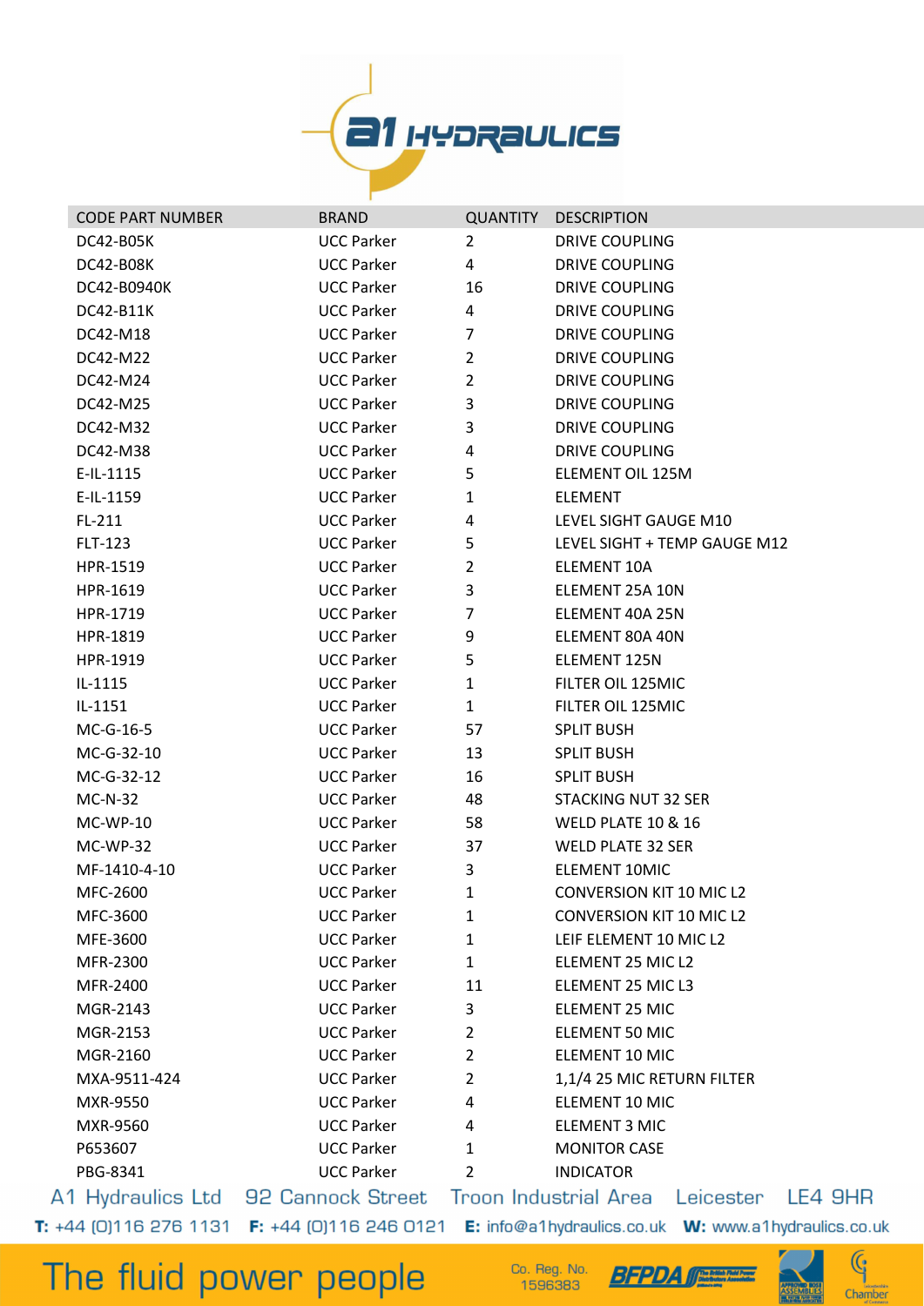| CODE PART NUMBER | BRAND | QUANTITY | DESCRIPTION |
|---|---|---|---|
| DC42-B05K | UCC Parker | 2 | DRIVE COUPLING |
| DC42-B08K | UCC Parker | 4 | DRIVE COUPLING |
| DC42-B0940K | UCC Parker | 16 | DRIVE COUPLING |
| DC42-B11K | UCC Parker | 4 | DRIVE COUPLING |
| DC42-M18 | UCC Parker | 7 | DRIVE COUPLING |
| DC42-M22 | UCC Parker | 2 | DRIVE COUPLING |
| DC42-M24 | UCC Parker | 2 | DRIVE COUPLING |
| DC42-M25 | UCC Parker | 3 | DRIVE COUPLING |
| DC42-M32 | UCC Parker | 3 | DRIVE COUPLING |
| DC42-M38 | UCC Parker | 4 | DRIVE COUPLING |
| E-IL-1115 | UCC Parker | 5 | ELEMENT OIL 125M |
| E-IL-1159 | UCC Parker | 1 | ELEMENT |
| FL-211 | UCC Parker | 4 | LEVEL SIGHT GAUGE M10 |
| FLT-123 | UCC Parker | 5 | LEVEL SIGHT + TEMP GAUGE M12 |
| HPR-1519 | UCC Parker | 2 | ELEMENT 10A |
| HPR-1619 | UCC Parker | 3 | ELEMENT 25A 10N |
| HPR-1719 | UCC Parker | 7 | ELEMENT 40A 25N |
| HPR-1819 | UCC Parker | 9 | ELEMENT 80A 40N |
| HPR-1919 | UCC Parker | 5 | ELEMENT 125N |
| IL-1115 | UCC Parker | 1 | FILTER OIL 125MIC |
| IL-1151 | UCC Parker | 1 | FILTER OIL 125MIC |
| MC-G-16-5 | UCC Parker | 57 | SPLIT BUSH |
| MC-G-32-10 | UCC Parker | 13 | SPLIT BUSH |
| MC-G-32-12 | UCC Parker | 16 | SPLIT BUSH |
| MC-N-32 | UCC Parker | 48 | STACKING NUT 32 SER |
| MC-WP-10 | UCC Parker | 58 | WELD PLATE 10 & 16 |
| MC-WP-32 | UCC Parker | 37 | WELD PLATE 32 SER |
| MF-1410-4-10 | UCC Parker | 3 | ELEMENT 10MIC |
| MFC-2600 | UCC Parker | 1 | CONVERSION KIT 10 MIC L2 |
| MFC-3600 | UCC Parker | 1 | CONVERSION KIT 10 MIC L2 |
| MFE-3600 | UCC Parker | 1 | LEIF ELEMENT 10 MIC L2 |
| MFR-2300 | UCC Parker | 1 | ELEMENT 25 MIC L2 |
| MFR-2400 | UCC Parker | 11 | ELEMENT 25 MIC L3 |
| MGR-2143 | UCC Parker | 3 | ELEMENT 25 MIC |
| MGR-2153 | UCC Parker | 2 | ELEMENT 50 MIC |
| MGR-2160 | UCC Parker | 2 | ELEMENT 10 MIC |
| MXA-9511-424 | UCC Parker | 2 | 1,1/4 25 MIC RETURN FILTER |
| MXR-9550 | UCC Parker | 4 | ELEMENT 10 MIC |
| MXR-9560 | UCC Parker | 4 | ELEMENT 3 MIC |
| P653607 | UCC Parker | 1 | MONITOR CASE |
| PBG-8341 | UCC Parker | 2 | INDICATOR |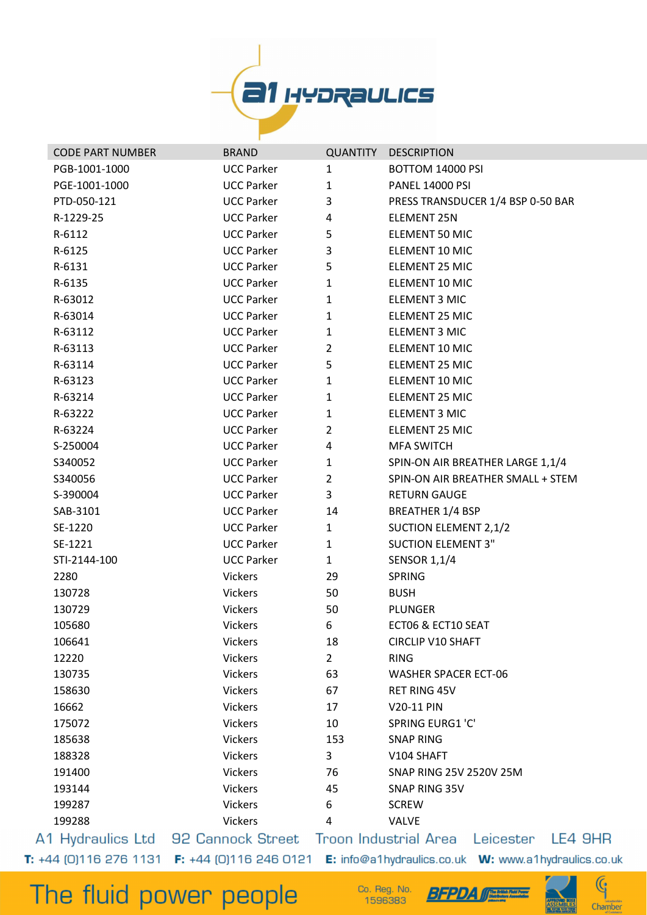| CODE PART NUMBER | BRAND | QUANTITY | DESCRIPTION |
|---|---|---|---|
| PGB-1001-1000 | UCC Parker | 1 | BOTTOM 14000 PSI |
| PGE-1001-1000 | UCC Parker | 1 | PANEL 14000 PSI |
| PTD-050-121 | UCC Parker | 3 | PRESS TRANSDUCER 1/4 BSP 0-50 BAR |
| R-1229-25 | UCC Parker | 4 | ELEMENT 25N |
| R-6112 | UCC Parker | 5 | ELEMENT 50 MIC |
| R-6125 | UCC Parker | 3 | ELEMENT 10 MIC |
| R-6131 | UCC Parker | 5 | ELEMENT 25 MIC |
| R-6135 | UCC Parker | 1 | ELEMENT 10 MIC |
| R-63012 | UCC Parker | 1 | ELEMENT 3 MIC |
| R-63014 | UCC Parker | 1 | ELEMENT 25 MIC |
| R-63112 | UCC Parker | 1 | ELEMENT 3 MIC |
| R-63113 | UCC Parker | 2 | ELEMENT 10 MIC |
| R-63114 | UCC Parker | 5 | ELEMENT 25 MIC |
| R-63123 | UCC Parker | 1 | ELEMENT 10 MIC |
| R-63214 | UCC Parker | 1 | ELEMENT 25 MIC |
| R-63222 | UCC Parker | 1 | ELEMENT 3 MIC |
| R-63224 | UCC Parker | 2 | ELEMENT 25 MIC |
| S-250004 | UCC Parker | 4 | MFA SWITCH |
| S340052 | UCC Parker | 1 | SPIN-ON AIR BREATHER LARGE 1,1/4 |
| S340056 | UCC Parker | 2 | SPIN-ON AIR BREATHER SMALL + STEM |
| S-390004 | UCC Parker | 3 | RETURN GAUGE |
| SAB-3101 | UCC Parker | 14 | BREATHER 1/4 BSP |
| SE-1220 | UCC Parker | 1 | SUCTION ELEMENT 2,1/2 |
| SE-1221 | UCC Parker | 1 | SUCTION ELEMENT 3" |
| STI-2144-100 | UCC Parker | 1 | SENSOR 1,1/4 |
| 2280 | Vickers | 29 | SPRING |
| 130728 | Vickers | 50 | BUSH |
| 130729 | Vickers | 50 | PLUNGER |
| 105680 | Vickers | 6 | ECT06 & ECT10 SEAT |
| 106641 | Vickers | 18 | CIRCLIP V10 SHAFT |
| 12220 | Vickers | 2 | RING |
| 130735 | Vickers | 63 | WASHER SPACER ECT-06 |
| 158630 | Vickers | 67 | RET RING 45V |
| 16662 | Vickers | 17 | V20-11 PIN |
| 175072 | Vickers | 10 | SPRING EURG1 'C' |
| 185638 | Vickers | 153 | SNAP RING |
| 188328 | Vickers | 3 | V104 SHAFT |
| 191400 | Vickers | 76 | SNAP RING 25V 2520V 25M |
| 193144 | Vickers | 45 | SNAP RING 35V |
| 199287 | Vickers | 6 | SCREW |
| 199288 | Vickers | 4 | VALVE |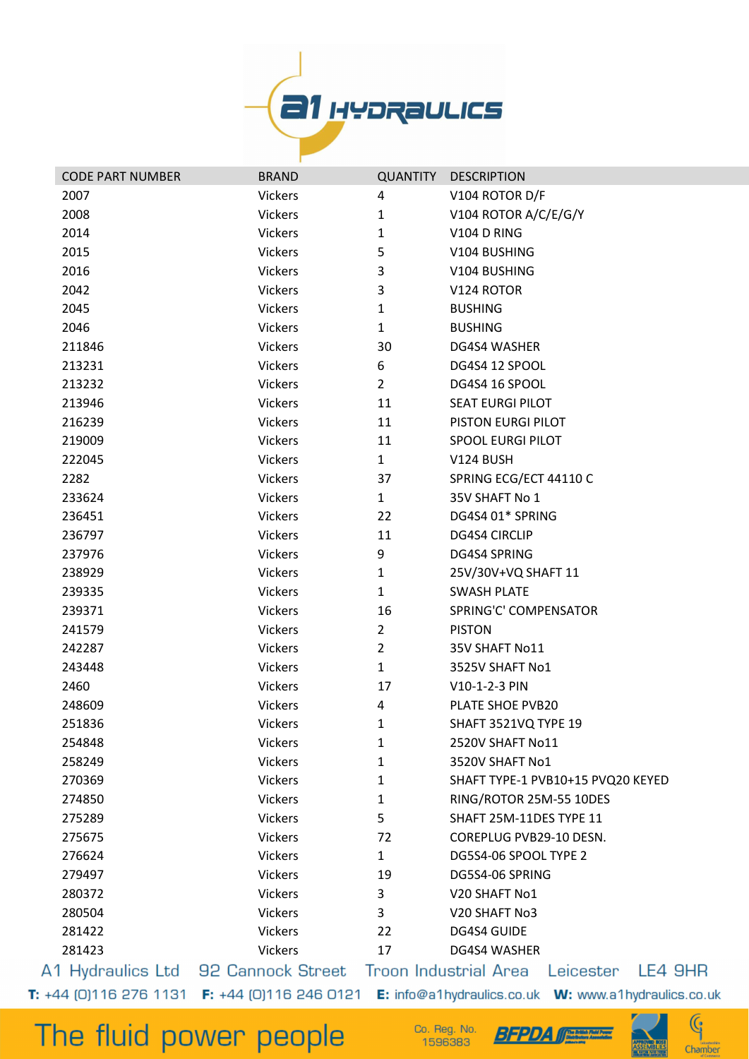| CODE PART NUMBER | BRAND | QUANTITY | DESCRIPTION |
|---|---|---|---|
| 2007 | Vickers | 4 | V104 ROTOR D/F |
| 2008 | Vickers | 1 | V104 ROTOR A/C/E/G/Y |
| 2014 | Vickers | 1 | V104 D RING |
| 2015 | Vickers | 5 | V104 BUSHING |
| 2016 | Vickers | 3 | V104 BUSHING |
| 2042 | Vickers | 3 | V124 ROTOR |
| 2045 | Vickers | 1 | BUSHING |
| 2046 | Vickers | 1 | BUSHING |
| 211846 | Vickers | 30 | DG4S4 WASHER |
| 213231 | Vickers | 6 | DG4S4 12 SPOOL |
| 213232 | Vickers | 2 | DG4S4 16 SPOOL |
| 213946 | Vickers | 11 | SEAT EURGI PILOT |
| 216239 | Vickers | 11 | PISTON EURGI PILOT |
| 219009 | Vickers | 11 | SPOOL EURGI PILOT |
| 222045 | Vickers | 1 | V124 BUSH |
| 2282 | Vickers | 37 | SPRING ECG/ECT 44110 C |
| 233624 | Vickers | 1 | 35V SHAFT No 1 |
| 236451 | Vickers | 22 | DG4S4 01* SPRING |
| 236797 | Vickers | 11 | DG4S4 CIRCLIP |
| 237976 | Vickers | 9 | DG4S4 SPRING |
| 238929 | Vickers | 1 | 25V/30V+VQ SHAFT 11 |
| 239335 | Vickers | 1 | SWASH PLATE |
| 239371 | Vickers | 16 | SPRING'C' COMPENSATOR |
| 241579 | Vickers | 2 | PISTON |
| 242287 | Vickers | 2 | 35V SHAFT No11 |
| 243448 | Vickers | 1 | 3525V SHAFT No1 |
| 2460 | Vickers | 17 | V10-1-2-3 PIN |
| 248609 | Vickers | 4 | PLATE SHOE PVB20 |
| 251836 | Vickers | 1 | SHAFT 3521VQ TYPE 19 |
| 254848 | Vickers | 1 | 2520V SHAFT No11 |
| 258249 | Vickers | 1 | 3520V SHAFT No1 |
| 270369 | Vickers | 1 | SHAFT TYPE-1 PVB10+15 PVQ20 KEYED |
| 274850 | Vickers | 1 | RING/ROTOR 25M-55 10DES |
| 275289 | Vickers | 5 | SHAFT 25M-11DES TYPE 11 |
| 275675 | Vickers | 72 | COREPLUG PVB29-10 DESN. |
| 276624 | Vickers | 1 | DG5S4-06 SPOOL TYPE 2 |
| 279497 | Vickers | 19 | DG5S4-06 SPRING |
| 280372 | Vickers | 3 | V20 SHAFT No1 |
| 280504 | Vickers | 3 | V20 SHAFT No3 |
| 281422 | Vickers | 22 | DG4S4 GUIDE |
| 281423 | Vickers | 17 | DG4S4 WASHER |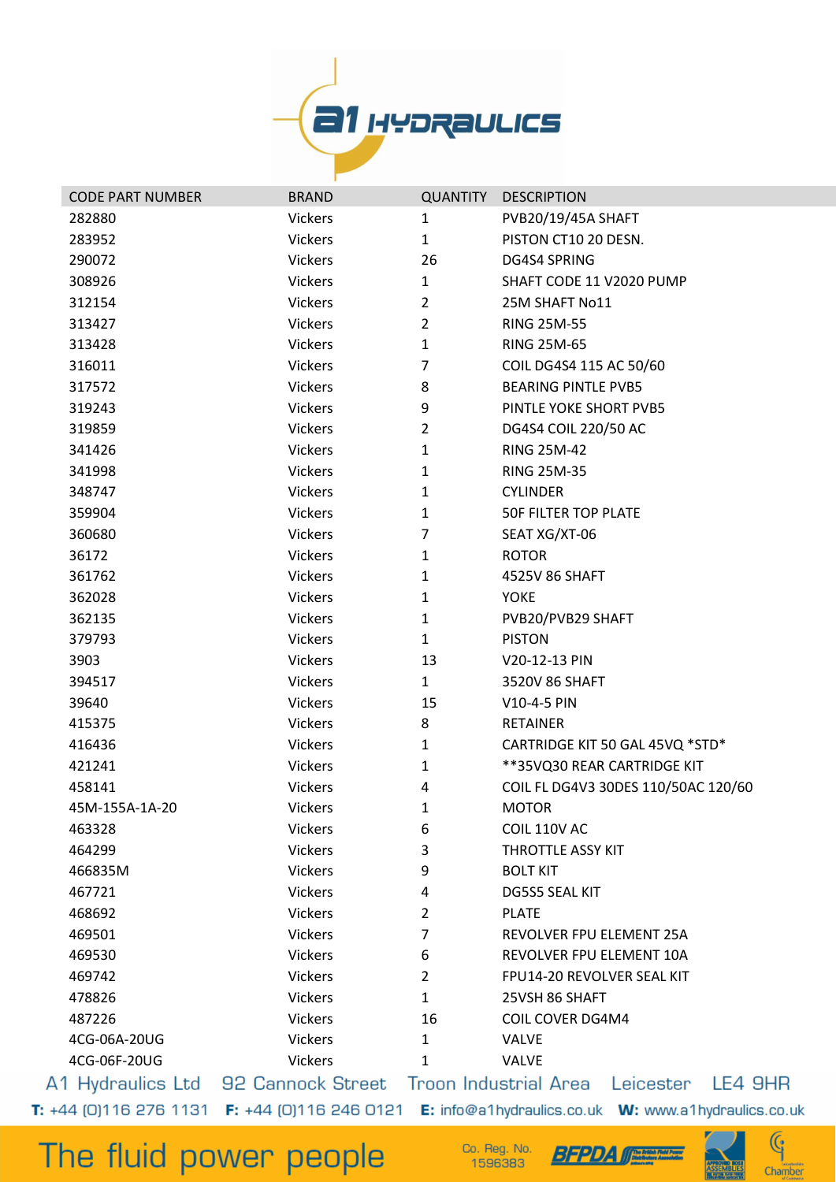| CODE PART NUMBER | BRAND | QUANTITY | DESCRIPTION |
|---|---|---|---|
| 282880 | Vickers | 1 | PVB20/19/45A SHAFT |
| 283952 | Vickers | 1 | PISTON CT10 20 DESN. |
| 290072 | Vickers | 26 | DG4S4 SPRING |
| 308926 | Vickers | 1 | SHAFT CODE 11 V2020 PUMP |
| 312154 | Vickers | 2 | 25M SHAFT No11 |
| 313427 | Vickers | 2 | RING 25M-55 |
| 313428 | Vickers | 1 | RING 25M-65 |
| 316011 | Vickers | 7 | COIL DG4S4 115 AC 50/60 |
| 317572 | Vickers | 8 | BEARING PINTLE PVB5 |
| 319243 | Vickers | 9 | PINTLE YOKE SHORT PVB5 |
| 319859 | Vickers | 2 | DG4S4 COIL 220/50 AC |
| 341426 | Vickers | 1 | RING 25M-42 |
| 341998 | Vickers | 1 | RING 25M-35 |
| 348747 | Vickers | 1 | CYLINDER |
| 359904 | Vickers | 1 | 50F FILTER TOP PLATE |
| 360680 | Vickers | 7 | SEAT XG/XT-06 |
| 36172 | Vickers | 1 | ROTOR |
| 361762 | Vickers | 1 | 4525V 86 SHAFT |
| 362028 | Vickers | 1 | YOKE |
| 362135 | Vickers | 1 | PVB20/PVB29 SHAFT |
| 379793 | Vickers | 1 | PISTON |
| 3903 | Vickers | 13 | V20-12-13 PIN |
| 394517 | Vickers | 1 | 3520V 86 SHAFT |
| 39640 | Vickers | 15 | V10-4-5 PIN |
| 415375 | Vickers | 8 | RETAINER |
| 416436 | Vickers | 1 | CARTRIDGE KIT 50 GAL 45VQ *STD* |
| 421241 | Vickers | 1 | **35VQ30 REAR CARTRIDGE KIT |
| 458141 | Vickers | 4 | COIL FL DG4V3 30DES 110/50AC 120/60 |
| 45M-155A-1A-20 | Vickers | 1 | MOTOR |
| 463328 | Vickers | 6 | COIL 110V AC |
| 464299 | Vickers | 3 | THROTTLE ASSY KIT |
| 466835M | Vickers | 9 | BOLT KIT |
| 467721 | Vickers | 4 | DG5S5 SEAL KIT |
| 468692 | Vickers | 2 | PLATE |
| 469501 | Vickers | 7 | REVOLVER FPU ELEMENT 25A |
| 469530 | Vickers | 6 | REVOLVER FPU ELEMENT 10A |
| 469742 | Vickers | 2 | FPU14-20 REVOLVER SEAL KIT |
| 478826 | Vickers | 1 | 25VSH 86 SHAFT |
| 487226 | Vickers | 16 | COIL COVER DG4M4 |
| 4CG-06A-20UG | Vickers | 1 | VALVE |
| 4CG-06F-20UG | Vickers | 1 | VALVE |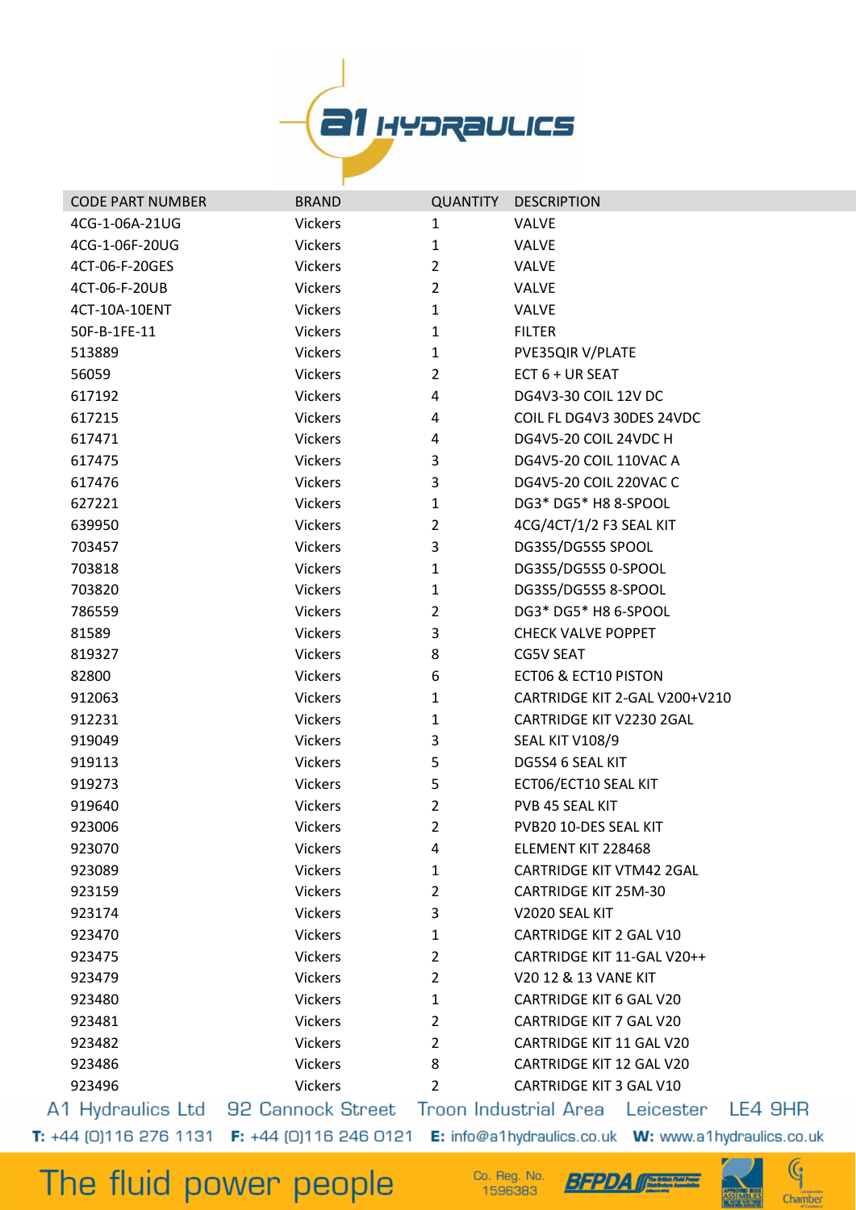| CODE PART NUMBER | BRAND | QUANTITY | DESCRIPTION |
|---|---|---|---|
| 4CG-1-06A-21UG | Vickers | 1 | VALVE |
| 4CG-1-06F-20UG | Vickers | 1 | VALVE |
| 4CT-06-F-20GES | Vickers | 2 | VALVE |
| 4CT-06-F-20UB | Vickers | 2 | VALVE |
| 4CT-10A-10ENT | Vickers | 1 | VALVE |
| 50F-B-1FE-11 | Vickers | 1 | FILTER |
| 513889 | Vickers | 1 | PVE35QIR V/PLATE |
| 56059 | Vickers | 2 | ECT 6 + UR SEAT |
| 617192 | Vickers | 4 | DG4V3-30 COIL 12V DC |
| 617215 | Vickers | 4 | COIL FL DG4V3 30DES 24VDC |
| 617471 | Vickers | 4 | DG4V5-20 COIL 24VDC H |
| 617475 | Vickers | 3 | DG4V5-20 COIL 110VAC A |
| 617476 | Vickers | 3 | DG4V5-20 COIL 220VAC C |
| 627221 | Vickers | 1 | DG3* DG5* H8 8-SPOOL |
| 639950 | Vickers | 2 | 4CG/4CT/1/2 F3 SEAL KIT |
| 703457 | Vickers | 3 | DG3S5/DG5S5 SPOOL |
| 703818 | Vickers | 1 | DG3S5/DG5S5 0-SPOOL |
| 703820 | Vickers | 1 | DG3S5/DG5S5 8-SPOOL |
| 786559 | Vickers | 2 | DG3* DG5* H8 6-SPOOL |
| 81589 | Vickers | 3 | CHECK VALVE POPPET |
| 819327 | Vickers | 8 | CG5V SEAT |
| 82800 | Vickers | 6 | ECT06 & ECT10 PISTON |
| 912063 | Vickers | 1 | CARTRIDGE KIT 2-GAL V200+V210 |
| 912231 | Vickers | 1 | CARTRIDGE KIT V2230 2GAL |
| 919049 | Vickers | 3 | SEAL KIT V108/9 |
| 919113 | Vickers | 5 | DG5S4 6 SEAL KIT |
| 919273 | Vickers | 5 | ECT06/ECT10 SEAL KIT |
| 919640 | Vickers | 2 | PVB 45 SEAL KIT |
| 923006 | Vickers | 2 | PVB20 10-DES SEAL KIT |
| 923070 | Vickers | 4 | ELEMENT KIT 228468 |
| 923089 | Vickers | 1 | CARTRIDGE KIT VTM42 2GAL |
| 923159 | Vickers | 2 | CARTRIDGE KIT 25M-30 |
| 923174 | Vickers | 3 | V2020 SEAL KIT |
| 923470 | Vickers | 1 | CARTRIDGE KIT 2 GAL V10 |
| 923475 | Vickers | 2 | CARTRIDGE KIT 11-GAL V20++ |
| 923479 | Vickers | 2 | V20 12 & 13 VANE KIT |
| 923480 | Vickers | 1 | CARTRIDGE KIT 6 GAL V20 |
| 923481 | Vickers | 2 | CARTRIDGE KIT 7 GAL V20 |
| 923482 | Vickers | 2 | CARTRIDGE KIT 11 GAL V20 |
| 923486 | Vickers | 8 | CARTRIDGE KIT 12 GAL V20 |
| 923496 | Vickers | 2 | CARTRIDGE KIT 3 GAL V10 |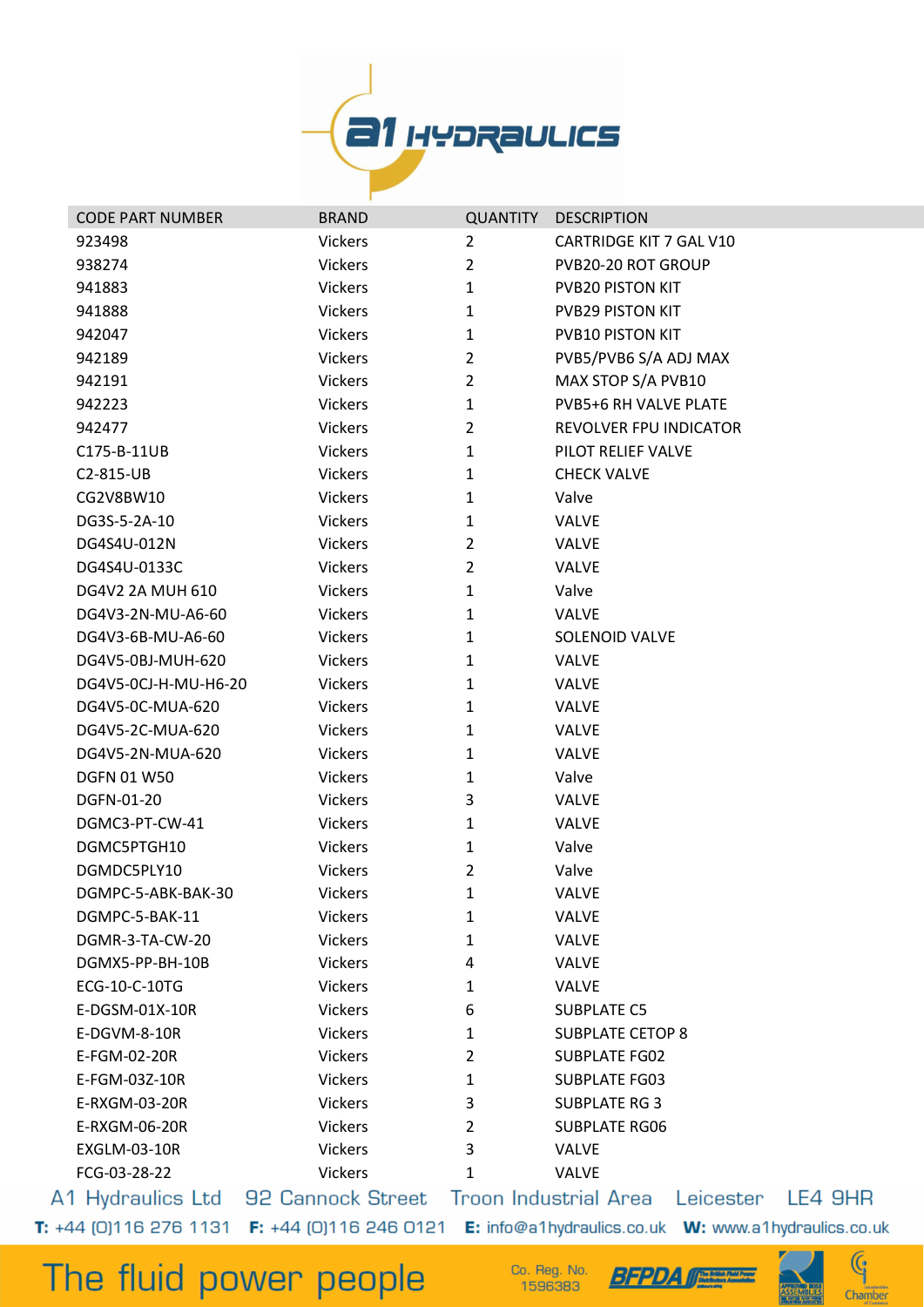| CODE PART NUMBER | BRAND | QUANTITY | DESCRIPTION |
|---|---|---|---|
| 923498 | Vickers | 2 | CARTRIDGE KIT 7 GAL V10 |
| 938274 | Vickers | 2 | PVB20-20 ROT GROUP |
| 941883 | Vickers | 1 | PVB20 PISTON KIT |
| 941888 | Vickers | 1 | PVB29 PISTON KIT |
| 942047 | Vickers | 1 | PVB10 PISTON KIT |
| 942189 | Vickers | 2 | PVB5/PVB6 S/A ADJ MAX |
| 942191 | Vickers | 2 | MAX STOP S/A PVB10 |
| 942223 | Vickers | 1 | PVB5+6 RH VALVE PLATE |
| 942477 | Vickers | 2 | REVOLVER FPU INDICATOR |
| C175-B-11UB | Vickers | 1 | PILOT RELIEF VALVE |
| C2-815-UB | Vickers | 1 | CHECK VALVE |
| CG2V8BW10 | Vickers | 1 | Valve |
| DG3S-5-2A-10 | Vickers | 1 | VALVE |
| DG4S4U-012N | Vickers | 2 | VALVE |
| DG4S4U-0133C | Vickers | 2 | VALVE |
| DG4V2 2A MUH 610 | Vickers | 1 | Valve |
| DG4V3-2N-MU-A6-60 | Vickers | 1 | VALVE |
| DG4V3-6B-MU-A6-60 | Vickers | 1 | SOLENOID VALVE |
| DG4V5-0BJ-MUH-620 | Vickers | 1 | VALVE |
| DG4V5-0CJ-H-MU-H6-20 | Vickers | 1 | VALVE |
| DG4V5-0C-MUA-620 | Vickers | 1 | VALVE |
| DG4V5-2C-MUA-620 | Vickers | 1 | VALVE |
| DG4V5-2N-MUA-620 | Vickers | 1 | VALVE |
| DGFN 01 W50 | Vickers | 1 | Valve |
| DGFN-01-20 | Vickers | 3 | VALVE |
| DGMC3-PT-CW-41 | Vickers | 1 | VALVE |
| DGMC5PTGH10 | Vickers | 1 | Valve |
| DGMDC5PLY10 | Vickers | 2 | Valve |
| DGMPC-5-ABK-BAK-30 | Vickers | 1 | VALVE |
| DGMPC-5-BAK-11 | Vickers | 1 | VALVE |
| DGMR-3-TA-CW-20 | Vickers | 1 | VALVE |
| DGMX5-PP-BH-10B | Vickers | 4 | VALVE |
| ECG-10-C-10TG | Vickers | 1 | VALVE |
| E-DGSM-01X-10R | Vickers | 6 | SUBPLATE C5 |
| E-DGVM-8-10R | Vickers | 1 | SUBPLATE CETOP 8 |
| E-FGM-02-20R | Vickers | 2 | SUBPLATE FG02 |
| E-FGM-03Z-10R | Vickers | 1 | SUBPLATE FG03 |
| E-RXGM-03-20R | Vickers | 3 | SUBPLATE RG 3 |
| E-RXGM-06-20R | Vickers | 2 | SUBPLATE RG06 |
| EXGLM-03-10R | Vickers | 3 | VALVE |
| FCG-03-28-22 | Vickers | 1 | VALVE |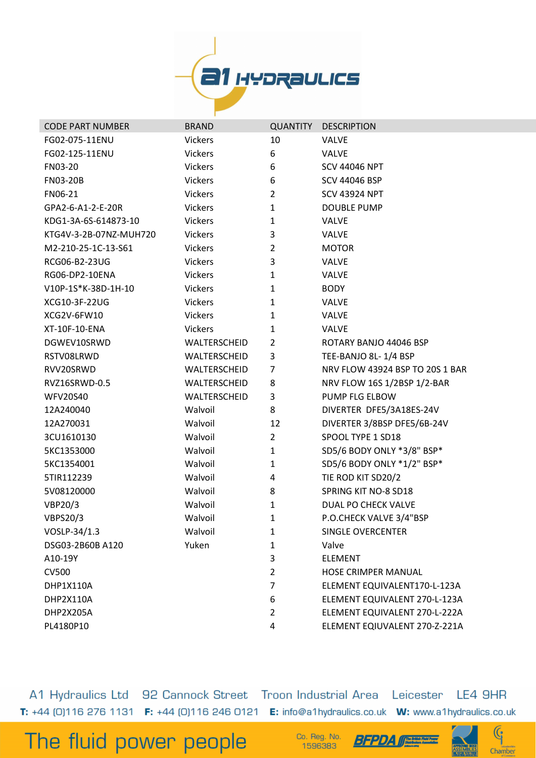| CODE PART NUMBER | BRAND | QUANTITY | DESCRIPTION |
|---|---|---|---|
| FG02-075-11ENU | Vickers | 10 | VALVE |
| FG02-125-11ENU | Vickers | 6 | VALVE |
| FN03-20 | Vickers | 6 | SCV 44046 NPT |
| FN03-20B | Vickers | 6 | SCV 44046 BSP |
| FN06-21 | Vickers | 2 | SCV 43924 NPT |
| GPA2-6-A1-2-E-20R | Vickers | 1 | DOUBLE PUMP |
| KDG1-3A-6S-614873-10 | Vickers | 1 | VALVE |
| KTG4V-3-2B-07NZ-MUH720 | Vickers | 3 | VALVE |
| M2-210-25-1C-13-S61 | Vickers | 2 | MOTOR |
| RCG06-B2-23UG | Vickers | 3 | VALVE |
| RG06-DP2-10ENA | Vickers | 1 | VALVE |
| V10P-1S*K-38D-1H-10 | Vickers | 1 | BODY |
| XCG10-3F-22UG | Vickers | 1 | VALVE |
| XCG2V-6FW10 | Vickers | 1 | VALVE |
| XT-10F-10-ENA | Vickers | 1 | VALVE |
| DGWEV10SRWD | WALTERSCHEID | 2 | ROTARY BANJO 44046 BSP |
| RSTV08LRWD | WALTERSCHEID | 3 | TEE-BANJO 8L- 1/4 BSP |
| RVV20SRWD | WALTERSCHEID | 7 | NRV FLOW 43924 BSP TO 20S 1 BAR |
| RVZ16SRWD-0.5 | WALTERSCHEID | 8 | NRV FLOW 16S 1/2BSP 1/2-BAR |
| WFV20S40 | WALTERSCHEID | 3 | PUMP FLG ELBOW |
| 12A240040 | Walvoil | 8 | DIVERTER DFE5/3A18ES-24V |
| 12A270031 | Walvoil | 12 | DIVERTER 3/8BSP DFE5/6B-24V |
| 3CU1610130 | Walvoil | 2 | SPOOL TYPE 1 SD18 |
| 5KC1353000 | Walvoil | 1 | SD5/6 BODY ONLY *3/8" BSP* |
| 5KC1354001 | Walvoil | 1 | SD5/6 BODY ONLY *1/2" BSP* |
| 5TIR112239 | Walvoil | 4 | TIE ROD KIT SD20/2 |
| 5V08120000 | Walvoil | 8 | SPRING KIT NO-8 SD18 |
| VBP20/3 | Walvoil | 1 | DUAL PO CHECK VALVE |
| VBPS20/3 | Walvoil | 1 | P.O.CHECK VALVE 3/4"BSP |
| VOSLP-34/1.3 | Walvoil | 1 | SINGLE OVERCENTER |
| DSG03-2B60B A120 | Yuken | 1 | Valve |
| A10-19Y | | 3 | ELEMENT |
| CV500 | | 2 | HOSE CRIMPER MANUAL |
| DHP1X110A | | 7 | ELEMENT EQUIVALENT170-L-123A |
| DHP2X110A | | 6 | ELEMENT EQUIVALENT 270-L-123A |
| DHP2X205A | | 2 | ELEMENT EQUIVALENT 270-L-222A |
| PL4180P10 | | 4 | ELEMENT EQIUVALENT 270-Z-221A |